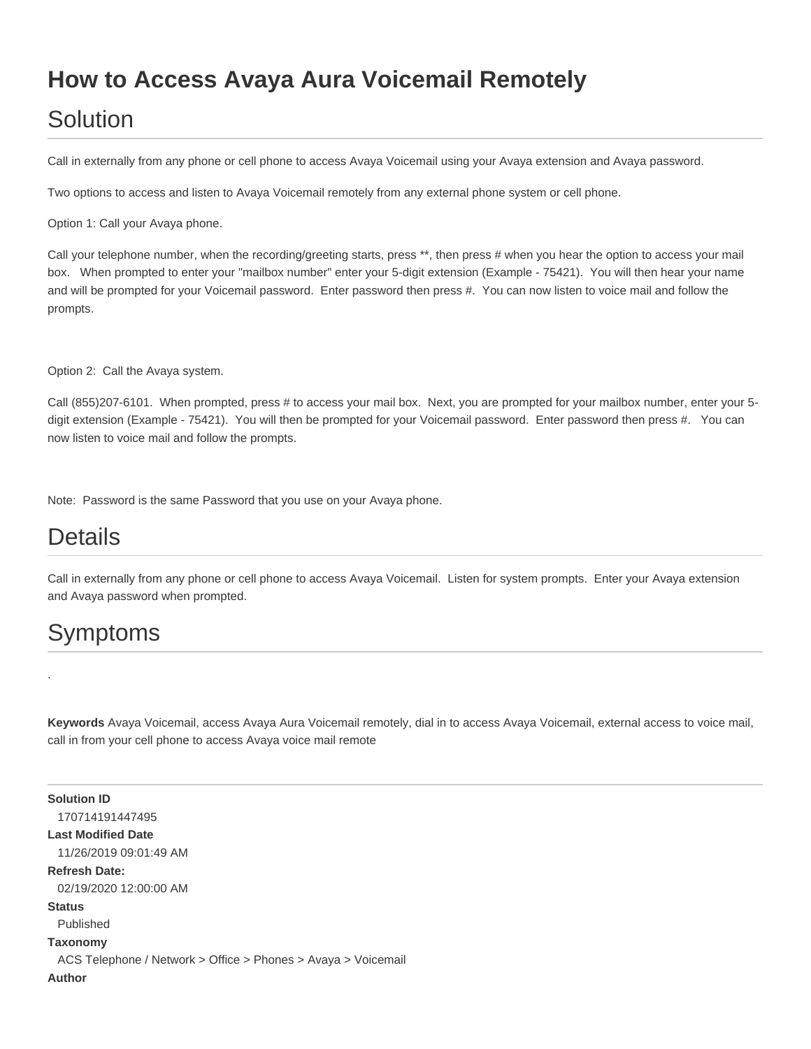# How to Access Avaya Aura Voicemail Remotely

## Solution

Call in externally from any phone or cell phone to access Avaya Voicemail using your Avaya extension and Avaya password.

Two options to access and listen to Avaya Voicemail remotely from any external phone system or cell phone.

Option 1: Call your Avaya phone.

Call your telephone number, when the recording/greeting starts, press **, then press # when you hear the option to access your mail box. When prompted to enter your "mailbox number" enter your 5-digit extension (Example - 75421). You will then hear your name and will be prompted for your Voicemail password. Enter password then press #. You can now listen to voice mail and follow the prompts.

Option 2: Call the Avaya system.

Call (855)207-6101. When prompted, press # to access your mail box. Next, you are prompted for your mailbox number, enter your 5-digit extension (Example - 75421). You will then be prompted for your Voicemail password. Enter password then press #. You can now listen to voice mail and follow the prompts.

Note: Password is the same Password that you use on your Avaya phone.

## Details

Call in externally from any phone or cell phone to access Avaya Voicemail. Listen for system prompts. Enter your Avaya extension and Avaya password when prompted.

## Symptoms

.

**Keywords** Avaya Voicemail, access Avaya Aura Voicemail remotely, dial in to access Avaya Voicemail, external access to voice mail, call in from your cell phone to access Avaya voice mail remote

---

**Solution ID**
170714191447495

**Last Modified Date**
11/26/2019 09:01:49 AM

**Refresh Date:**
02/19/2020 12:00:00 AM

**Status**
Published

**Taxonomy**
ACS Telephone / Network > Office > Phones > Avaya > Voicemail

**Author**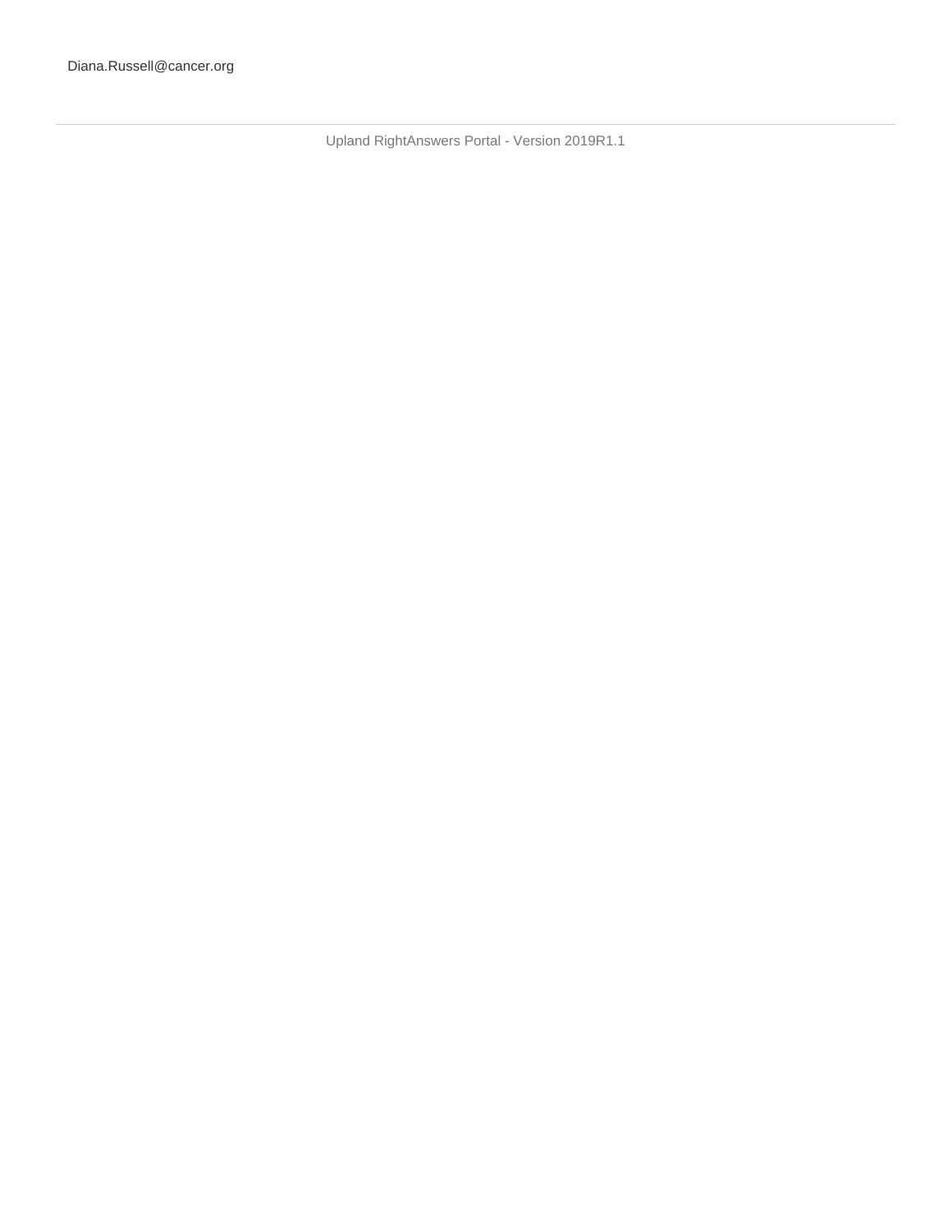Diana.Russell@cancer.org

---

Upland RightAnswers Portal - Version 2019R1.1